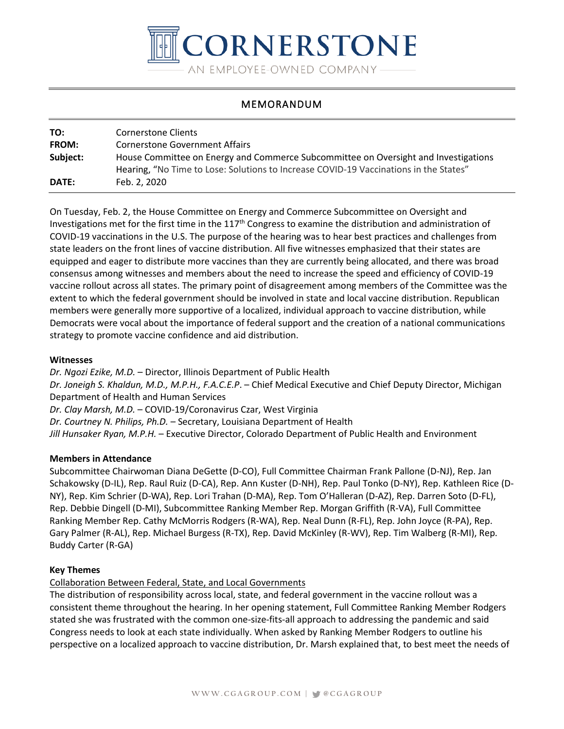# CORNERSTONE

AN EMPLOYEE-OWNED COMPANY

## MEMORANDUM

| | |
|---|---|
| **TO:** | Cornerstone Clients |
| **FROM:** | Cornerstone Government Affairs |
| **Subject:** | House Committee on Energy and Commerce Subcommittee on Oversight and Investigations Hearing, "No Time to Lose: Solutions to Increase COVID-19 Vaccinations in the States" |
| **DATE:** | Feb. 2, 2020 |

On Tuesday, Feb. 2, the House Committee on Energy and Commerce Subcommittee on Oversight and Investigations met for the first time in the 117th Congress to examine the distribution and administration of COVID-19 vaccinations in the U.S. The purpose of the hearing was to hear best practices and challenges from state leaders on the front lines of vaccine distribution. All five witnesses emphasized that their states are equipped and eager to distribute more vaccines than they are currently being allocated, and there was broad consensus among witnesses and members about the need to increase the speed and efficiency of COVID-19 vaccine rollout across all states. The primary point of disagreement among members of the Committee was the extent to which the federal government should be involved in state and local vaccine distribution. Republican members were generally more supportive of a localized, individual approach to vaccine distribution, while Democrats were vocal about the importance of federal support and the creation of a national communications strategy to promote vaccine confidence and aid distribution.

**Witnesses**

*Dr. Ngozi Ezike, M.D.* – Director, Illinois Department of Public Health
*Dr. Joneigh S. Khaldun, M.D., M.P.H., F.A.C.E.P.* – Chief Medical Executive and Chief Deputy Director, Michigan Department of Health and Human Services
*Dr. Clay Marsh, M.D.* – COVID-19/Coronavirus Czar, West Virginia
*Dr. Courtney N. Philips, Ph.D.* – Secretary, Louisiana Department of Health
*Jill Hunsaker Ryan, M.P.H.* – Executive Director, Colorado Department of Public Health and Environment

**Members in Attendance**

Subcommittee Chairwoman Diana DeGette (D-CO), Full Committee Chairman Frank Pallone (D-NJ), Rep. Jan Schakowsky (D-IL), Rep. Raul Ruiz (D-CA), Rep. Ann Kuster (D-NH), Rep. Paul Tonko (D-NY), Rep. Kathleen Rice (D-NY), Rep. Kim Schrier (D-WA), Rep. Lori Trahan (D-MA), Rep. Tom O'Halleran (D-AZ), Rep. Darren Soto (D-FL), Rep. Debbie Dingell (D-MI), Subcommittee Ranking Member Rep. Morgan Griffith (R-VA), Full Committee Ranking Member Rep. Cathy McMorris Rodgers (R-WA), Rep. Neal Dunn (R-FL), Rep. John Joyce (R-PA), Rep. Gary Palmer (R-AL), Rep. Michael Burgess (R-TX), Rep. David McKinley (R-WV), Rep. Tim Walberg (R-MI), Rep. Buddy Carter (R-GA)

**Key Themes**

<u>Collaboration Between Federal, State, and Local Governments</u>

The distribution of responsibility across local, state, and federal government in the vaccine rollout was a consistent theme throughout the hearing. In her opening statement, Full Committee Ranking Member Rodgers stated she was frustrated with the common one-size-fits-all approach to addressing the pandemic and said Congress needs to look at each state individually. When asked by Ranking Member Rodgers to outline his perspective on a localized approach to vaccine distribution, Dr. Marsh explained that, to best meet the needs of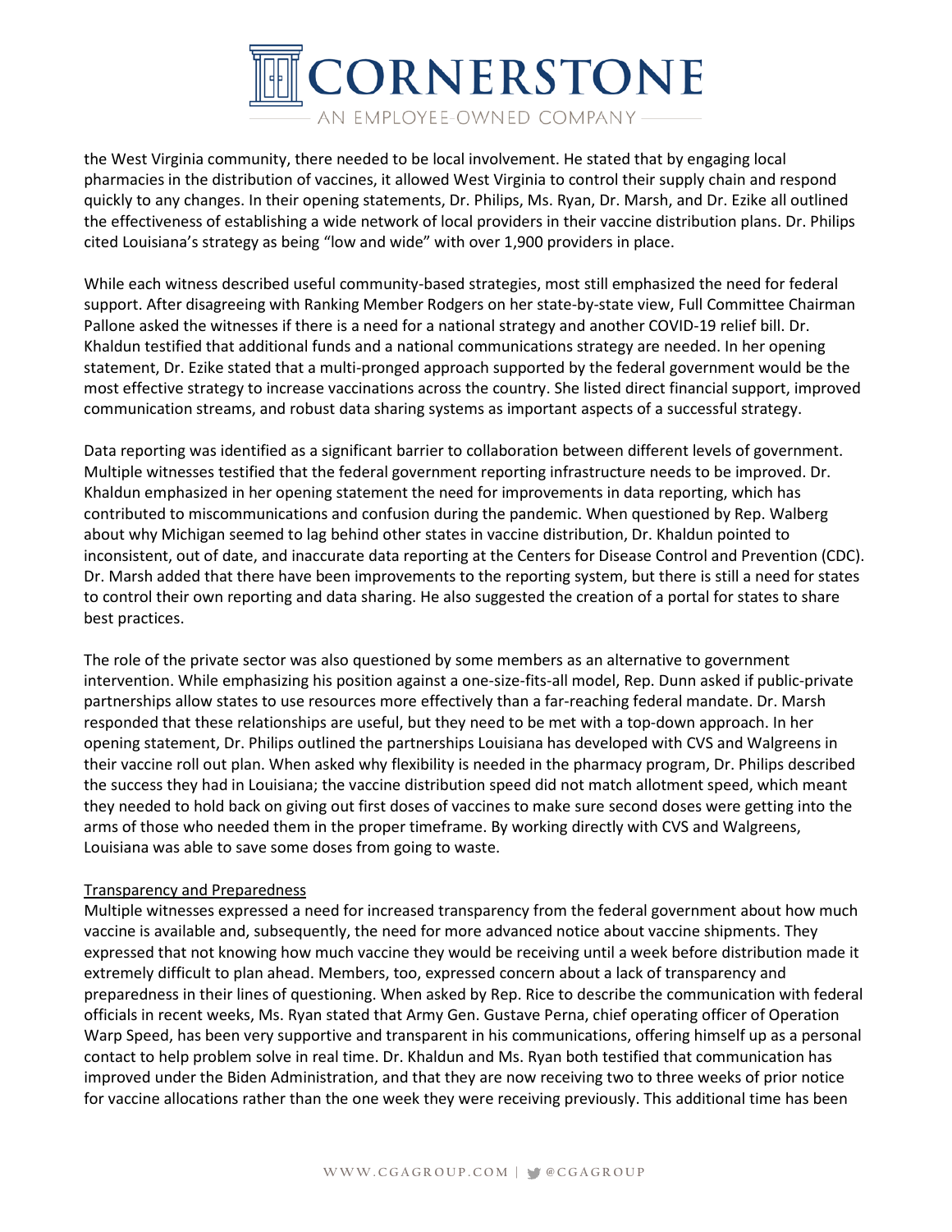the West Virginia community, there needed to be local involvement. He stated that by engaging local pharmacies in the distribution of vaccines, it allowed West Virginia to control their supply chain and respond quickly to any changes. In their opening statements, Dr. Philips, Ms. Ryan, Dr. Marsh, and Dr. Ezike all outlined the effectiveness of establishing a wide network of local providers in their vaccine distribution plans. Dr. Philips cited Louisiana's strategy as being "low and wide" with over 1,900 providers in place.

While each witness described useful community-based strategies, most still emphasized the need for federal support. After disagreeing with Ranking Member Rodgers on her state-by-state view, Full Committee Chairman Pallone asked the witnesses if there is a need for a national strategy and another COVID-19 relief bill. Dr. Khaldun testified that additional funds and a national communications strategy are needed. In her opening statement, Dr. Ezike stated that a multi-pronged approach supported by the federal government would be the most effective strategy to increase vaccinations across the country. She listed direct financial support, improved communication streams, and robust data sharing systems as important aspects of a successful strategy.

Data reporting was identified as a significant barrier to collaboration between different levels of government. Multiple witnesses testified that the federal government reporting infrastructure needs to be improved. Dr. Khaldun emphasized in her opening statement the need for improvements in data reporting, which has contributed to miscommunications and confusion during the pandemic. When questioned by Rep. Walberg about why Michigan seemed to lag behind other states in vaccine distribution, Dr. Khaldun pointed to inconsistent, out of date, and inaccurate data reporting at the Centers for Disease Control and Prevention (CDC). Dr. Marsh added that there have been improvements to the reporting system, but there is still a need for states to control their own reporting and data sharing. He also suggested the creation of a portal for states to share best practices.

The role of the private sector was also questioned by some members as an alternative to government intervention. While emphasizing his position against a one-size-fits-all model, Rep. Dunn asked if public-private partnerships allow states to use resources more effectively than a far-reaching federal mandate. Dr. Marsh responded that these relationships are useful, but they need to be met with a top-down approach. In her opening statement, Dr. Philips outlined the partnerships Louisiana has developed with CVS and Walgreens in their vaccine roll out plan. When asked why flexibility is needed in the pharmacy program, Dr. Philips described the success they had in Louisiana; the vaccine distribution speed did not match allotment speed, which meant they needed to hold back on giving out first doses of vaccines to make sure second doses were getting into the arms of those who needed them in the proper timeframe. By working directly with CVS and Walgreens, Louisiana was able to save some doses from going to waste.

<u>Transparency and Preparedness</u>

Multiple witnesses expressed a need for increased transparency from the federal government about how much vaccine is available and, subsequently, the need for more advanced notice about vaccine shipments. They expressed that not knowing how much vaccine they would be receiving until a week before distribution made it extremely difficult to plan ahead. Members, too, expressed concern about a lack of transparency and preparedness in their lines of questioning. When asked by Rep. Rice to describe the communication with federal officials in recent weeks, Ms. Ryan stated that Army Gen. Gustave Perna, chief operating officer of Operation Warp Speed, has been very supportive and transparent in his communications, offering himself up as a personal contact to help problem solve in real time. Dr. Khaldun and Ms. Ryan both testified that communication has improved under the Biden Administration, and that they are now receiving two to three weeks of prior notice for vaccine allocations rather than the one week they were receiving previously. This additional time has been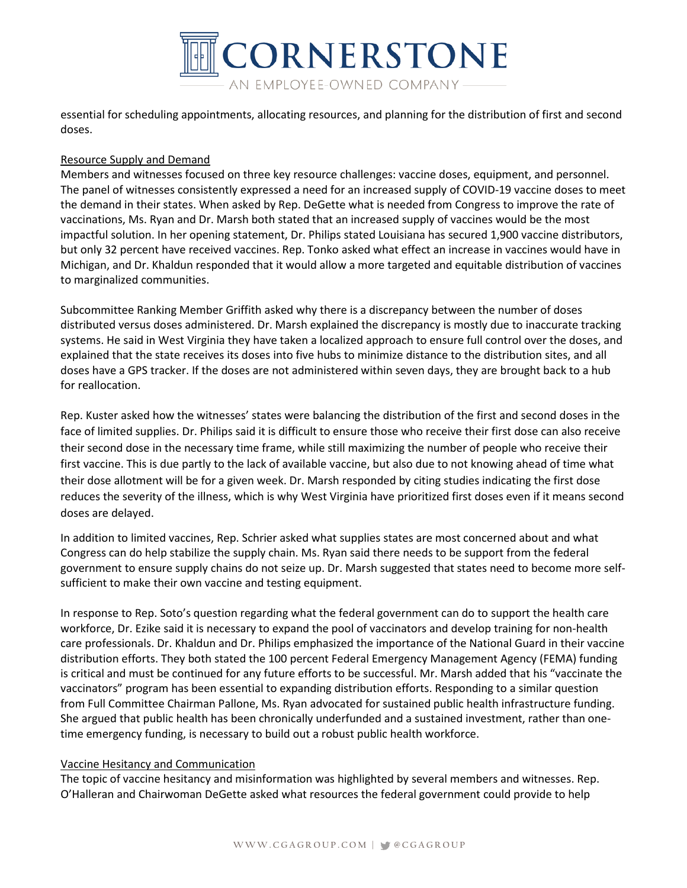essential for scheduling appointments, allocating resources, and planning for the distribution of first and second doses.

Resource Supply and Demand

Members and witnesses focused on three key resource challenges: vaccine doses, equipment, and personnel. The panel of witnesses consistently expressed a need for an increased supply of COVID-19 vaccine doses to meet the demand in their states. When asked by Rep. DeGette what is needed from Congress to improve the rate of vaccinations, Ms. Ryan and Dr. Marsh both stated that an increased supply of vaccines would be the most impactful solution. In her opening statement, Dr. Philips stated Louisiana has secured 1,900 vaccine distributors, but only 32 percent have received vaccines. Rep. Tonko asked what effect an increase in vaccines would have in Michigan, and Dr. Khaldun responded that it would allow a more targeted and equitable distribution of vaccines to marginalized communities.

Subcommittee Ranking Member Griffith asked why there is a discrepancy between the number of doses distributed versus doses administered. Dr. Marsh explained the discrepancy is mostly due to inaccurate tracking systems. He said in West Virginia they have taken a localized approach to ensure full control over the doses, and explained that the state receives its doses into five hubs to minimize distance to the distribution sites, and all doses have a GPS tracker. If the doses are not administered within seven days, they are brought back to a hub for reallocation.

Rep. Kuster asked how the witnesses' states were balancing the distribution of the first and second doses in the face of limited supplies. Dr. Philips said it is difficult to ensure those who receive their first dose can also receive their second dose in the necessary time frame, while still maximizing the number of people who receive their first vaccine. This is due partly to the lack of available vaccine, but also due to not knowing ahead of time what their dose allotment will be for a given week. Dr. Marsh responded by citing studies indicating the first dose reduces the severity of the illness, which is why West Virginia have prioritized first doses even if it means second doses are delayed.

In addition to limited vaccines, Rep. Schrier asked what supplies states are most concerned about and what Congress can do help stabilize the supply chain. Ms. Ryan said there needs to be support from the federal government to ensure supply chains do not seize up. Dr. Marsh suggested that states need to become more self-sufficient to make their own vaccine and testing equipment.

In response to Rep. Soto's question regarding what the federal government can do to support the health care workforce, Dr. Ezike said it is necessary to expand the pool of vaccinators and develop training for non-health care professionals. Dr. Khaldun and Dr. Philips emphasized the importance of the National Guard in their vaccine distribution efforts. They both stated the 100 percent Federal Emergency Management Agency (FEMA) funding is critical and must be continued for any future efforts to be successful. Mr. Marsh added that his "vaccinate the vaccinators" program has been essential to expanding distribution efforts. Responding to a similar question from Full Committee Chairman Pallone, Ms. Ryan advocated for sustained public health infrastructure funding. She argued that public health has been chronically underfunded and a sustained investment, rather than one-time emergency funding, is necessary to build out a robust public health workforce.

Vaccine Hesitancy and Communication

The topic of vaccine hesitancy and misinformation was highlighted by several members and witnesses. Rep. O'Halleran and Chairwoman DeGette asked what resources the federal government could provide to help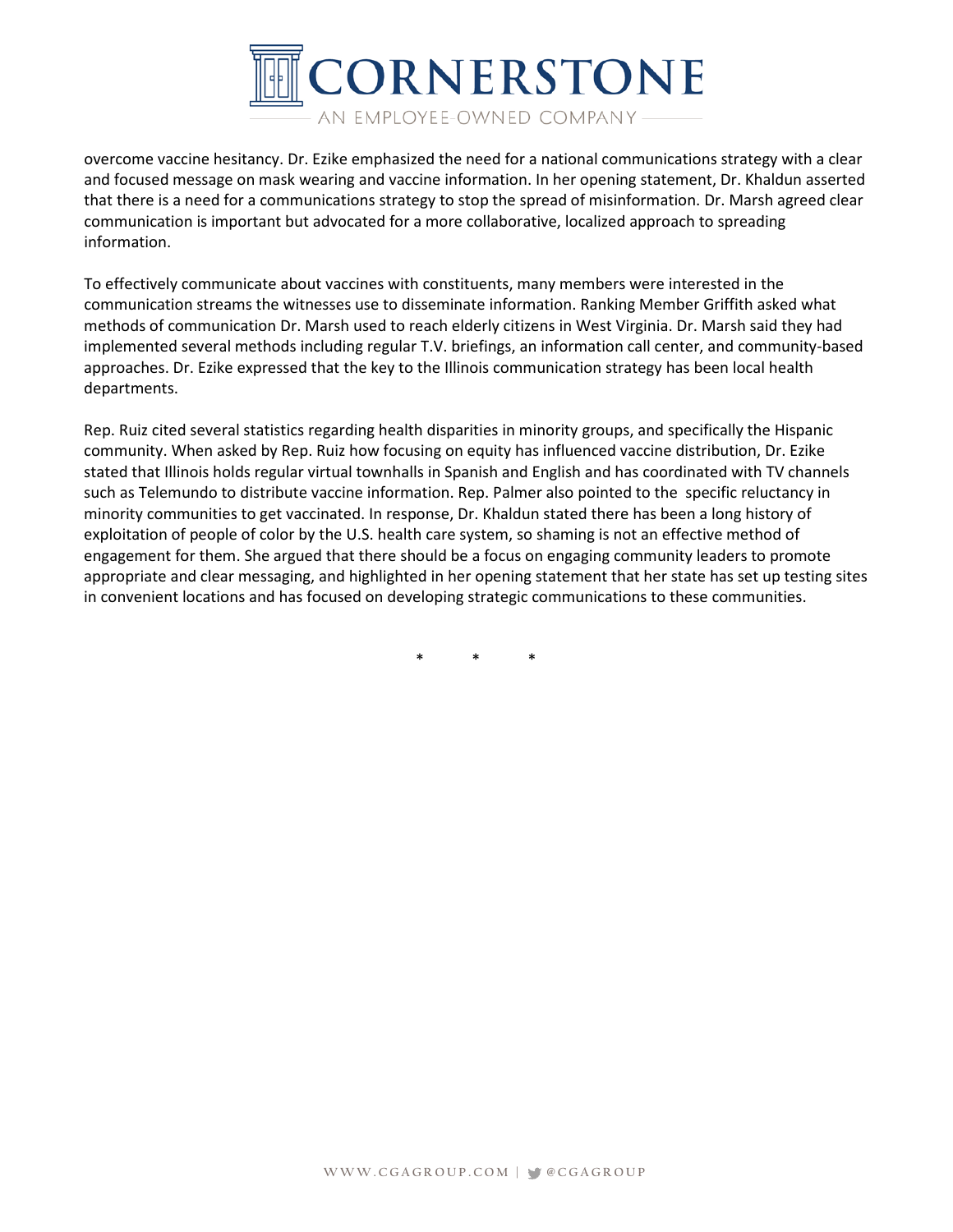overcome vaccine hesitancy. Dr. Ezike emphasized the need for a national communications strategy with a clear and focused message on mask wearing and vaccine information. In her opening statement, Dr. Khaldun asserted that there is a need for a communications strategy to stop the spread of misinformation. Dr. Marsh agreed clear communication is important but advocated for a more collaborative, localized approach to spreading information.

To effectively communicate about vaccines with constituents, many members were interested in the communication streams the witnesses use to disseminate information. Ranking Member Griffith asked what methods of communication Dr. Marsh used to reach elderly citizens in West Virginia. Dr. Marsh said they had implemented several methods including regular T.V. briefings, an information call center, and community-based approaches. Dr. Ezike expressed that the key to the Illinois communication strategy has been local health departments.

Rep. Ruiz cited several statistics regarding health disparities in minority groups, and specifically the Hispanic community. When asked by Rep. Ruiz how focusing on equity has influenced vaccine distribution, Dr. Ezike stated that Illinois holds regular virtual townhalls in Spanish and English and has coordinated with TV channels such as Telemundo to distribute vaccine information. Rep. Palmer also pointed to the specific reluctancy in minority communities to get vaccinated. In response, Dr. Khaldun stated there has been a long history of exploitation of people of color by the U.S. health care system, so shaming is not an effective method of engagement for them. She argued that there should be a focus on engaging community leaders to promote appropriate and clear messaging, and highlighted in her opening statement that her state has set up testing sites in convenient locations and has focused on developing strategic communications to these communities.

\* \* \*